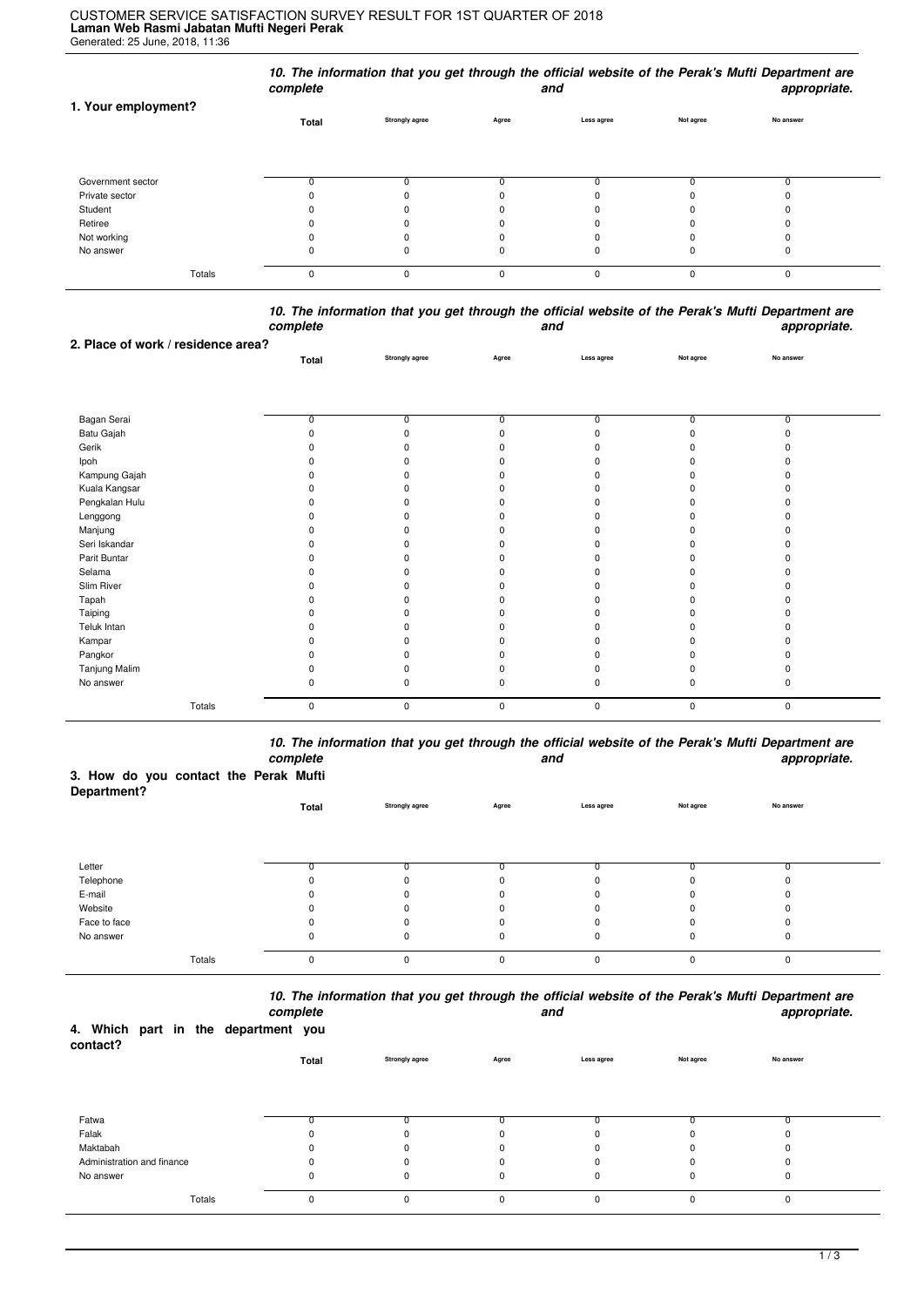# CUSTOMER SERVICE SATISFACTION SURVEY RESULT FOR 1ST QUARTER OF 2018

**Laman Web Rasmi Jabatan Mufti Negeri Perak**

Generated: 25 June, 2018, 11:36

***10. The information that you get through the official website of the Perak's Mufti Department are complete and appropriate.***

| 1. Your employment? | Total | Strongly agree | Agree | Less agree | Not agree | No answer |
|---|---|---|---|---|---|---|
| Government sector | 0 | 0 | 0 | 0 | 0 | 0 |
| Private sector | 0 | 0 | 0 | 0 | 0 | 0 |
| Student | 0 | 0 | 0 | 0 | 0 | 0 |
| Retiree | 0 | 0 | 0 | 0 | 0 | 0 |
| Not working | 0 | 0 | 0 | 0 | 0 | 0 |
| No answer | 0 | 0 | 0 | 0 | 0 | 0 |
| Totals | 0 | 0 | 0 | 0 | 0 | 0 |

***10. The information that you get through the official website of the Perak's Mufti Department are complete and appropriate.***

| 2. Place of work / residence area? | Total | Strongly agree | Agree | Less agree | Not agree | No answer |
|---|---|---|---|---|---|---|
| Bagan Serai | 0 | 0 | 0 | 0 | 0 | 0 |
| Batu Gajah | 0 | 0 | 0 | 0 | 0 | 0 |
| Gerik | 0 | 0 | 0 | 0 | 0 | 0 |
| Ipoh | 0 | 0 | 0 | 0 | 0 | 0 |
| Kampung Gajah | 0 | 0 | 0 | 0 | 0 | 0 |
| Kuala Kangsar | 0 | 0 | 0 | 0 | 0 | 0 |
| Pengkalan Hulu | 0 | 0 | 0 | 0 | 0 | 0 |
| Lenggong | 0 | 0 | 0 | 0 | 0 | 0 |
| Manjung | 0 | 0 | 0 | 0 | 0 | 0 |
| Seri Iskandar | 0 | 0 | 0 | 0 | 0 | 0 |
| Parit Buntar | 0 | 0 | 0 | 0 | 0 | 0 |
| Selama | 0 | 0 | 0 | 0 | 0 | 0 |
| Slim River | 0 | 0 | 0 | 0 | 0 | 0 |
| Tapah | 0 | 0 | 0 | 0 | 0 | 0 |
| Taiping | 0 | 0 | 0 | 0 | 0 | 0 |
| Teluk Intan | 0 | 0 | 0 | 0 | 0 | 0 |
| Kampar | 0 | 0 | 0 | 0 | 0 | 0 |
| Pangkor | 0 | 0 | 0 | 0 | 0 | 0 |
| Tanjung Malim | 0 | 0 | 0 | 0 | 0 | 0 |
| No answer | 0 | 0 | 0 | 0 | 0 | 0 |
| Totals | 0 | 0 | 0 | 0 | 0 | 0 |

***10. The information that you get through the official website of the Perak's Mufti Department are complete and appropriate.***

| 3. How do you contact the Perak Mufti Department? | Total | Strongly agree | Agree | Less agree | Not agree | No answer |
|---|---|---|---|---|---|---|
| Letter | 0 | 0 | 0 | 0 | 0 | 0 |
| Telephone | 0 | 0 | 0 | 0 | 0 | 0 |
| E-mail | 0 | 0 | 0 | 0 | 0 | 0 |
| Website | 0 | 0 | 0 | 0 | 0 | 0 |
| Face to face | 0 | 0 | 0 | 0 | 0 | 0 |
| No answer | 0 | 0 | 0 | 0 | 0 | 0 |
| Totals | 0 | 0 | 0 | 0 | 0 | 0 |

***10. The information that you get through the official website of the Perak's Mufti Department are complete and appropriate.***

| 4. Which part in the department you contact? | Total | Strongly agree | Agree | Less agree | Not agree | No answer |
|---|---|---|---|---|---|---|
| Fatwa | 0 | 0 | 0 | 0 | 0 | 0 |
| Falak | 0 | 0 | 0 | 0 | 0 | 0 |
| Maktabah | 0 | 0 | 0 | 0 | 0 | 0 |
| Administration and finance | 0 | 0 | 0 | 0 | 0 | 0 |
| No answer | 0 | 0 | 0 | 0 | 0 | 0 |
| Totals | 0 | 0 | 0 | 0 | 0 | 0 |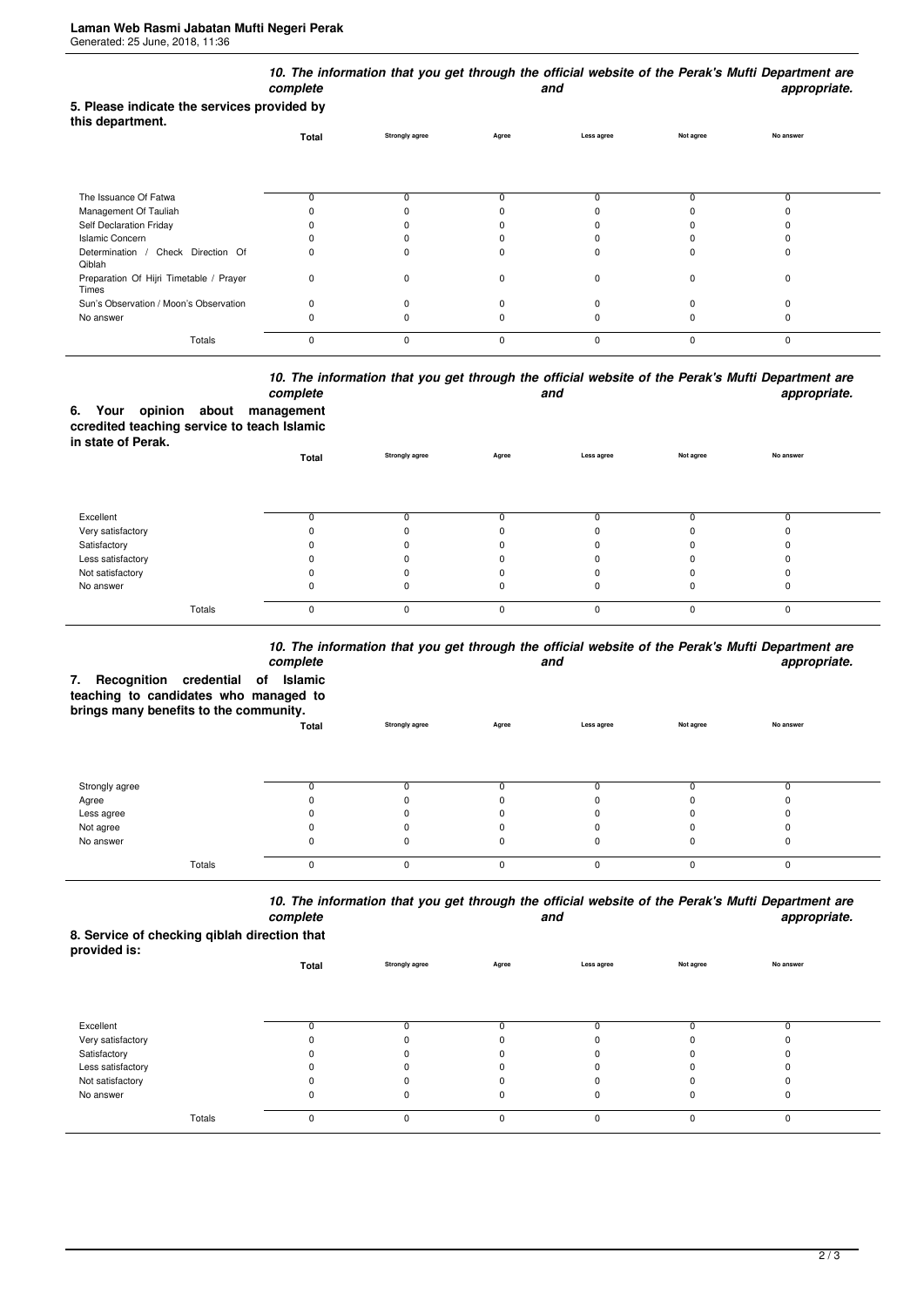### 5. Please indicate the services provided by this department.

| | Total | 10. The information that you get through the official website of the Perak's Mufti Department are complete and appropriate. | | | | |
|---|---|---|---|---|---|---|
| | | Strongly agree | Agree | Less agree | Not agree | No answer |
| The Issuance Of Fatwa | 0 | 0 | 0 | 0 | 0 | 0 |
| Management Of Tauliah | 0 | 0 | 0 | 0 | 0 | 0 |
| Self Declaration Friday | 0 | 0 | 0 | 0 | 0 | 0 |
| Islamic Concern | 0 | 0 | 0 | 0 | 0 | 0 |
| Determination / Check Direction Of Qiblah | 0 | 0 | 0 | 0 | 0 | 0 |
| Preparation Of Hijri Timetable / Prayer Times | 0 | 0 | 0 | 0 | 0 | 0 |
| Sun's Observation / Moon's Observation | 0 | 0 | 0 | 0 | 0 | 0 |
| No answer | 0 | 0 | 0 | 0 | 0 | 0 |
| Totals | 0 | 0 | 0 | 0 | 0 | 0 |

### 6. Your opinion about management ccredited teaching service to teach Islamic in state of Perak.

| | Total | 10. The information that you get through the official website of the Perak's Mufti Department are complete and appropriate. | | | | |
|---|---|---|---|---|---|---|
| | | Strongly agree | Agree | Less agree | Not agree | No answer |
| Excellent | 0 | 0 | 0 | 0 | 0 | 0 |
| Very satisfactory | 0 | 0 | 0 | 0 | 0 | 0 |
| Satisfactory | 0 | 0 | 0 | 0 | 0 | 0 |
| Less satisfactory | 0 | 0 | 0 | 0 | 0 | 0 |
| Not satisfactory | 0 | 0 | 0 | 0 | 0 | 0 |
| No answer | 0 | 0 | 0 | 0 | 0 | 0 |
| Totals | 0 | 0 | 0 | 0 | 0 | 0 |

### 7. Recognition credential of Islamic teaching to candidates who managed to brings many benefits to the community.

| | Total | 10. The information that you get through the official website of the Perak's Mufti Department are complete and appropriate. | | | | |
|---|---|---|---|---|---|---|
| | | Strongly agree | Agree | Less agree | Not agree | No answer |
| Strongly agree | 0 | 0 | 0 | 0 | 0 | 0 |
| Agree | 0 | 0 | 0 | 0 | 0 | 0 |
| Less agree | 0 | 0 | 0 | 0 | 0 | 0 |
| Not agree | 0 | 0 | 0 | 0 | 0 | 0 |
| No answer | 0 | 0 | 0 | 0 | 0 | 0 |
| Totals | 0 | 0 | 0 | 0 | 0 | 0 |

### 8. Service of checking qiblah direction that provided is:

| | Total | 10. The information that you get through the official website of the Perak's Mufti Department are complete and appropriate. | | | | |
|---|---|---|---|---|---|---|
| | | Strongly agree | Agree | Less agree | Not agree | No answer |
| Excellent | 0 | 0 | 0 | 0 | 0 | 0 |
| Very satisfactory | 0 | 0 | 0 | 0 | 0 | 0 |
| Satisfactory | 0 | 0 | 0 | 0 | 0 | 0 |
| Less satisfactory | 0 | 0 | 0 | 0 | 0 | 0 |
| Not satisfactory | 0 | 0 | 0 | 0 | 0 | 0 |
| No answer | 0 | 0 | 0 | 0 | 0 | 0 |
| Totals | 0 | 0 | 0 | 0 | 0 | 0 |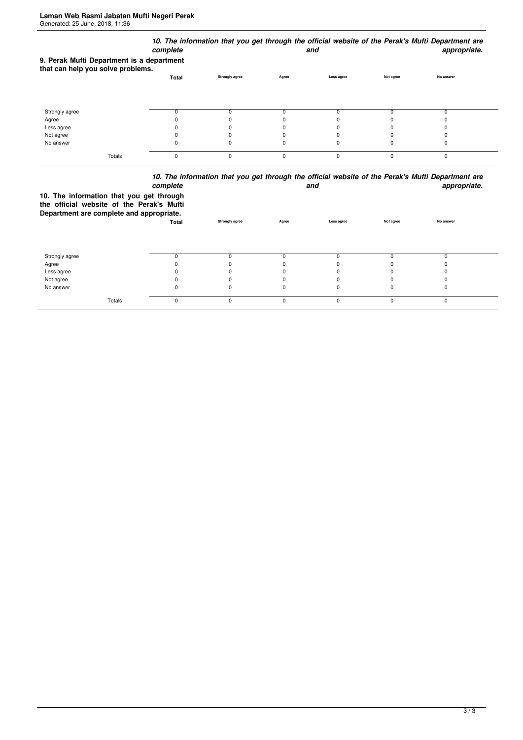**Laman Web Rasmi Jabatan Mufti Negeri Perak**
Generated: 25 June, 2018, 11:36

| 9. Perak Mufti Department is a department that can help you solve problems. | Total | 10. The information that you get through the official website of the Perak's Mufti Department are complete and appropriate. | | | | |
|---|---|---|---|---|---|---|
| | | Strongly agree | Agree | Less agree | Not agree | No answer |
| Strongly agree | 0 | 0 | 0 | 0 | 0 | 0 |
| Agree | 0 | 0 | 0 | 0 | 0 | 0 |
| Less agree | 0 | 0 | 0 | 0 | 0 | 0 |
| Not agree | 0 | 0 | 0 | 0 | 0 | 0 |
| No answer | 0 | 0 | 0 | 0 | 0 | 0 |
| Totals | 0 | 0 | 0 | 0 | 0 | 0 |

| 10. The information that you get through the official website of the Perak's Mufti Department are complete and appropriate. | Total | 10. The information that you get through the official website of the Perak's Mufti Department are complete and appropriate. | | | | |
|---|---|---|---|---|---|---|
| | | Strongly agree | Agree | Less agree | Not agree | No answer |
| Strongly agree | 0 | 0 | 0 | 0 | 0 | 0 |
| Agree | 0 | 0 | 0 | 0 | 0 | 0 |
| Less agree | 0 | 0 | 0 | 0 | 0 | 0 |
| Not agree | 0 | 0 | 0 | 0 | 0 | 0 |
| No answer | 0 | 0 | 0 | 0 | 0 | 0 |
| Totals | 0 | 0 | 0 | 0 | 0 | 0 |